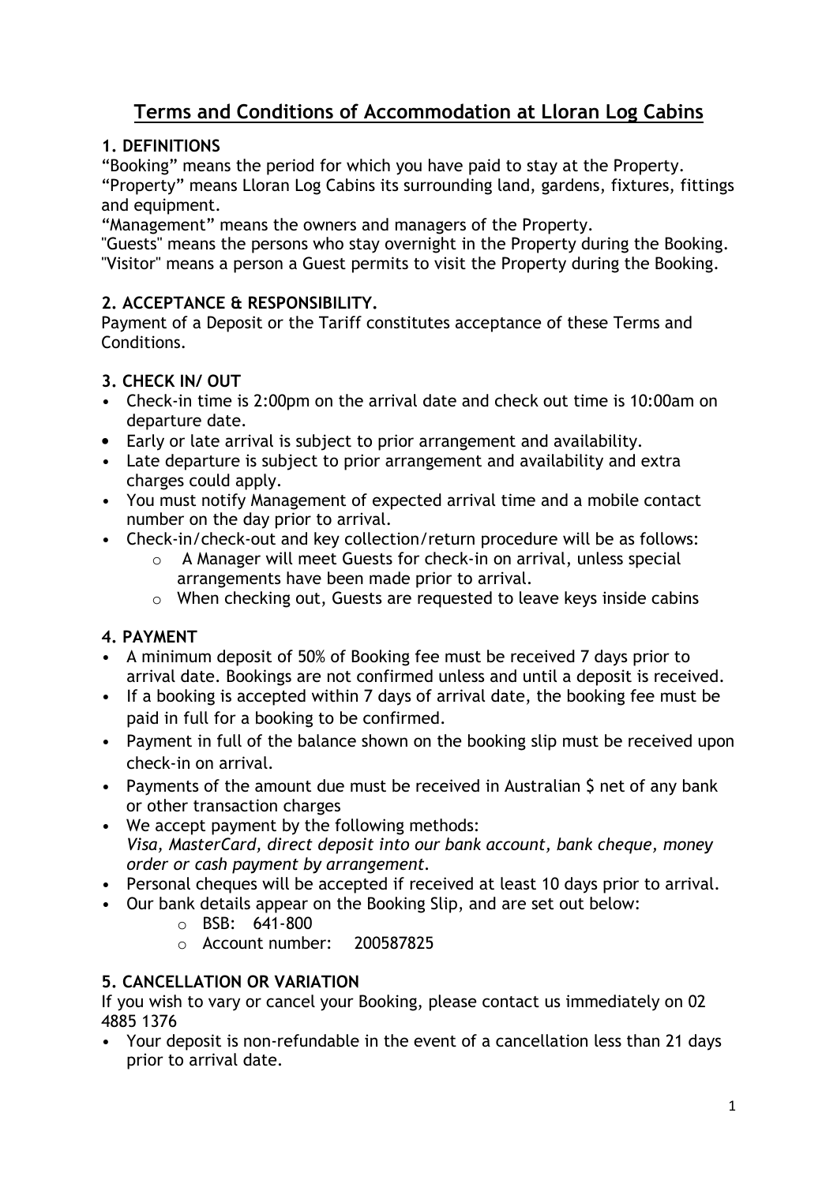# Terms and Conditions of Accommodation at Lloran Log Cabins

## 1. DEFINITIONS

"Booking" means the period for which you have paid to stay at the Property.
"Property" means Lloran Log Cabins its surrounding land, gardens, fixtures, fittings and equipment.
"Management" means the owners and managers of the Property.
"Guests" means the persons who stay overnight in the Property during the Booking.
"Visitor" means a person a Guest permits to visit the Property during the Booking.

## 2. ACCEPTANCE & RESPONSIBILITY.

Payment of a Deposit or the Tariff constitutes acceptance of these Terms and Conditions.

## 3. CHECK IN/ OUT

- Check-in time is 2:00pm on the arrival date and check out time is 10:00am on departure date.
- Early or late arrival is subject to prior arrangement and availability.
- Late departure is subject to prior arrangement and availability and extra charges could apply.
- You must notify Management of expected arrival time and a mobile contact number on the day prior to arrival.
- Check-in/check-out and key collection/return procedure will be as follows:
  - A Manager will meet Guests for check-in on arrival, unless special arrangements have been made prior to arrival.
  - When checking out, Guests are requested to leave keys inside cabins

## 4. PAYMENT

- A minimum deposit of 50% of Booking fee must be received 7 days prior to arrival date. Bookings are not confirmed unless and until a deposit is received.
- If a booking is accepted within 7 days of arrival date, the booking fee must be paid in full for a booking to be confirmed.
- Payment in full of the balance shown on the booking slip must be received upon check-in on arrival.
- Payments of the amount due must be received in Australian $ net of any bank or other transaction charges
- We accept payment by the following methods:
  *Visa, MasterCard, direct deposit into our bank account, bank cheque, money order or cash payment by arrangement.*
- Personal cheques will be accepted if received at least 10 days prior to arrival.
- Our bank details appear on the Booking Slip, and are set out below:
  - BSB: 641-800
  - Account number: 200587825

## 5. CANCELLATION OR VARIATION

If you wish to vary or cancel your Booking, please contact us immediately on 02 4885 1376

- Your deposit is non-refundable in the event of a cancellation less than 21 days prior to arrival date.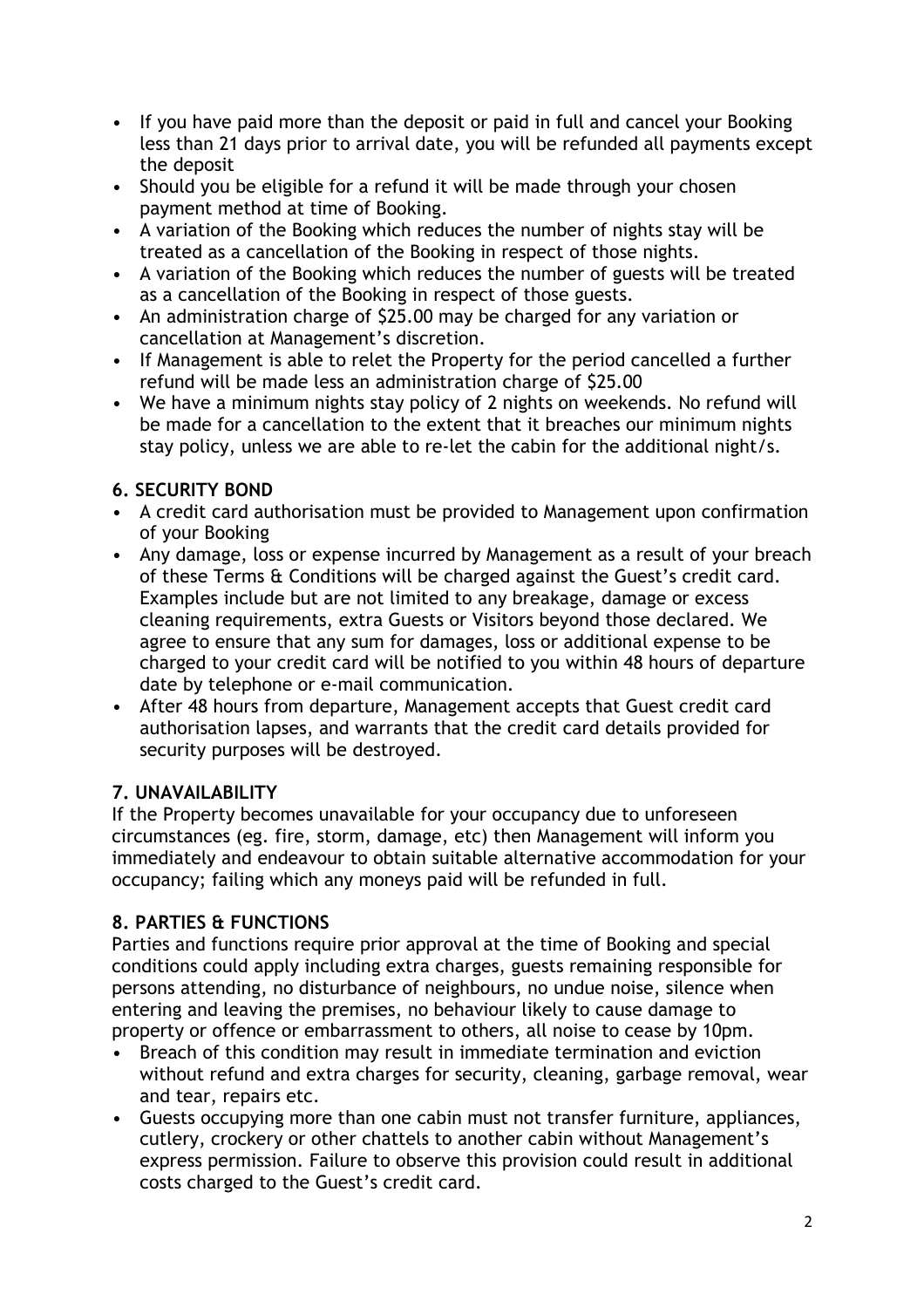- If you have paid more than the deposit or paid in full and cancel your Booking less than 21 days prior to arrival date, you will be refunded all payments except the deposit
- Should you be eligible for a refund it will be made through your chosen payment method at time of Booking.
- A variation of the Booking which reduces the number of nights stay will be treated as a cancellation of the Booking in respect of those nights.
- A variation of the Booking which reduces the number of guests will be treated as a cancellation of the Booking in respect of those guests.
- An administration charge of $25.00 may be charged for any variation or cancellation at Management's discretion.
- If Management is able to relet the Property for the period cancelled a further refund will be made less an administration charge of $25.00
- We have a minimum nights stay policy of 2 nights on weekends. No refund will be made for a cancellation to the extent that it breaches our minimum nights stay policy, unless we are able to re-let the cabin for the additional night/s.

### 6. SECURITY BOND

- A credit card authorisation must be provided to Management upon confirmation of your Booking
- Any damage, loss or expense incurred by Management as a result of your breach of these Terms & Conditions will be charged against the Guest's credit card. Examples include but are not limited to any breakage, damage or excess cleaning requirements, extra Guests or Visitors beyond those declared. We agree to ensure that any sum for damages, loss or additional expense to be charged to your credit card will be notified to you within 48 hours of departure date by telephone or e-mail communication.
- After 48 hours from departure, Management accepts that Guest credit card authorisation lapses, and warrants that the credit card details provided for security purposes will be destroyed.

### 7. UNAVAILABILITY

If the Property becomes unavailable for your occupancy due to unforeseen circumstances (eg. fire, storm, damage, etc) then Management will inform you immediately and endeavour to obtain suitable alternative accommodation for your occupancy; failing which any moneys paid will be refunded in full.

### 8. PARTIES & FUNCTIONS

Parties and functions require prior approval at the time of Booking and special conditions could apply including extra charges, guests remaining responsible for persons attending, no disturbance of neighbours, no undue noise, silence when entering and leaving the premises, no behaviour likely to cause damage to property or offence or embarrassment to others, all noise to cease by 10pm.

- Breach of this condition may result in immediate termination and eviction without refund and extra charges for security, cleaning, garbage removal, wear and tear, repairs etc.
- Guests occupying more than one cabin must not transfer furniture, appliances, cutlery, crockery or other chattels to another cabin without Management's express permission. Failure to observe this provision could result in additional costs charged to the Guest's credit card.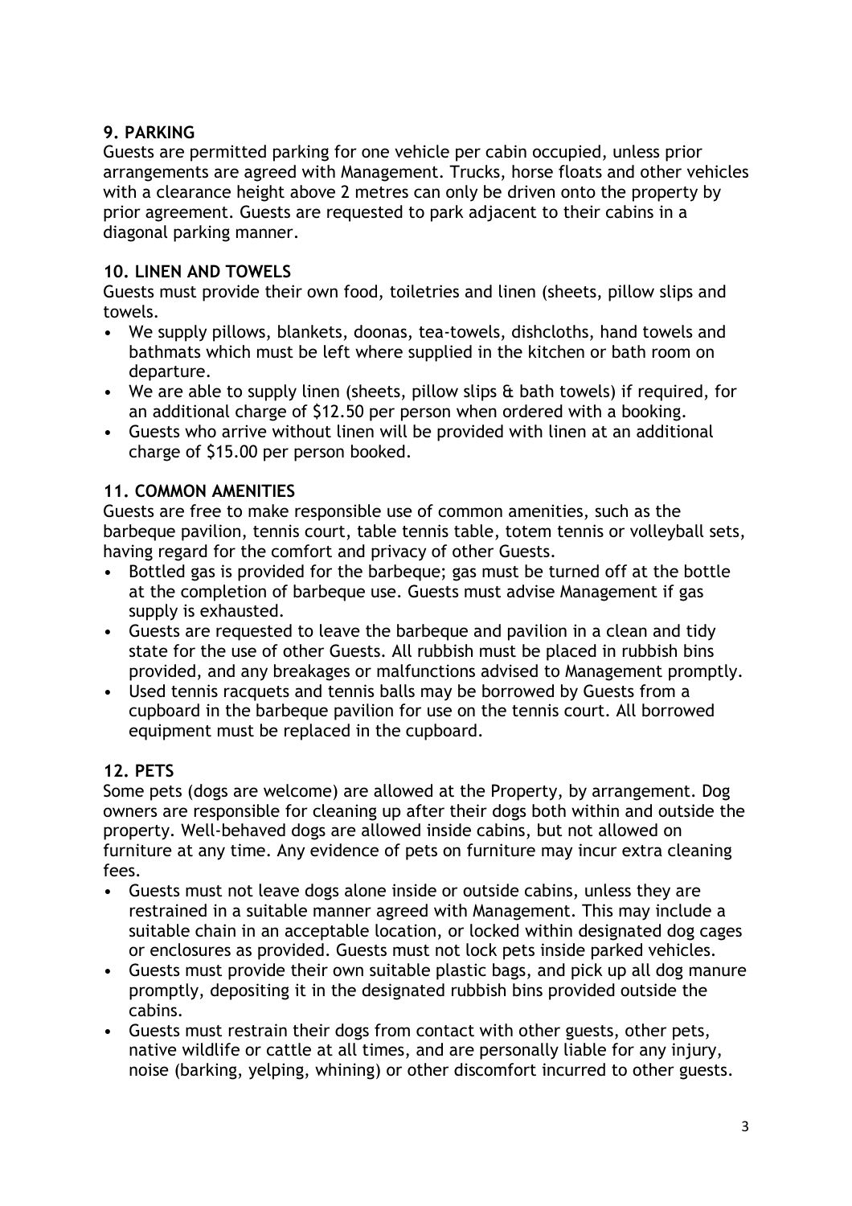### 9. PARKING

Guests are permitted parking for one vehicle per cabin occupied, unless prior arrangements are agreed with Management. Trucks, horse floats and other vehicles with a clearance height above 2 metres can only be driven onto the property by prior agreement. Guests are requested to park adjacent to their cabins in a diagonal parking manner.

### 10. LINEN AND TOWELS

Guests must provide their own food, toiletries and linen (sheets, pillow slips and towels.

- We supply pillows, blankets, doonas, tea-towels, dishcloths, hand towels and bathmats which must be left where supplied in the kitchen or bath room on departure.
- We are able to supply linen (sheets, pillow slips & bath towels) if required, for an additional charge of $12.50 per person when ordered with a booking.
- Guests who arrive without linen will be provided with linen at an additional charge of $15.00 per person booked.

### 11. COMMON AMENITIES

Guests are free to make responsible use of common amenities, such as the barbeque pavilion, tennis court, table tennis table, totem tennis or volleyball sets, having regard for the comfort and privacy of other Guests.

- Bottled gas is provided for the barbeque; gas must be turned off at the bottle at the completion of barbeque use. Guests must advise Management if gas supply is exhausted.
- Guests are requested to leave the barbeque and pavilion in a clean and tidy state for the use of other Guests. All rubbish must be placed in rubbish bins provided, and any breakages or malfunctions advised to Management promptly.
- Used tennis racquets and tennis balls may be borrowed by Guests from a cupboard in the barbeque pavilion for use on the tennis court. All borrowed equipment must be replaced in the cupboard.

### 12. PETS

Some pets (dogs are welcome) are allowed at the Property, by arrangement. Dog owners are responsible for cleaning up after their dogs both within and outside the property. Well-behaved dogs are allowed inside cabins, but not allowed on furniture at any time. Any evidence of pets on furniture may incur extra cleaning fees.

- Guests must not leave dogs alone inside or outside cabins, unless they are restrained in a suitable manner agreed with Management. This may include a suitable chain in an acceptable location, or locked within designated dog cages or enclosures as provided. Guests must not lock pets inside parked vehicles.
- Guests must provide their own suitable plastic bags, and pick up all dog manure promptly, depositing it in the designated rubbish bins provided outside the cabins.
- Guests must restrain their dogs from contact with other guests, other pets, native wildlife or cattle at all times, and are personally liable for any injury, noise (barking, yelping, whining) or other discomfort incurred to other guests.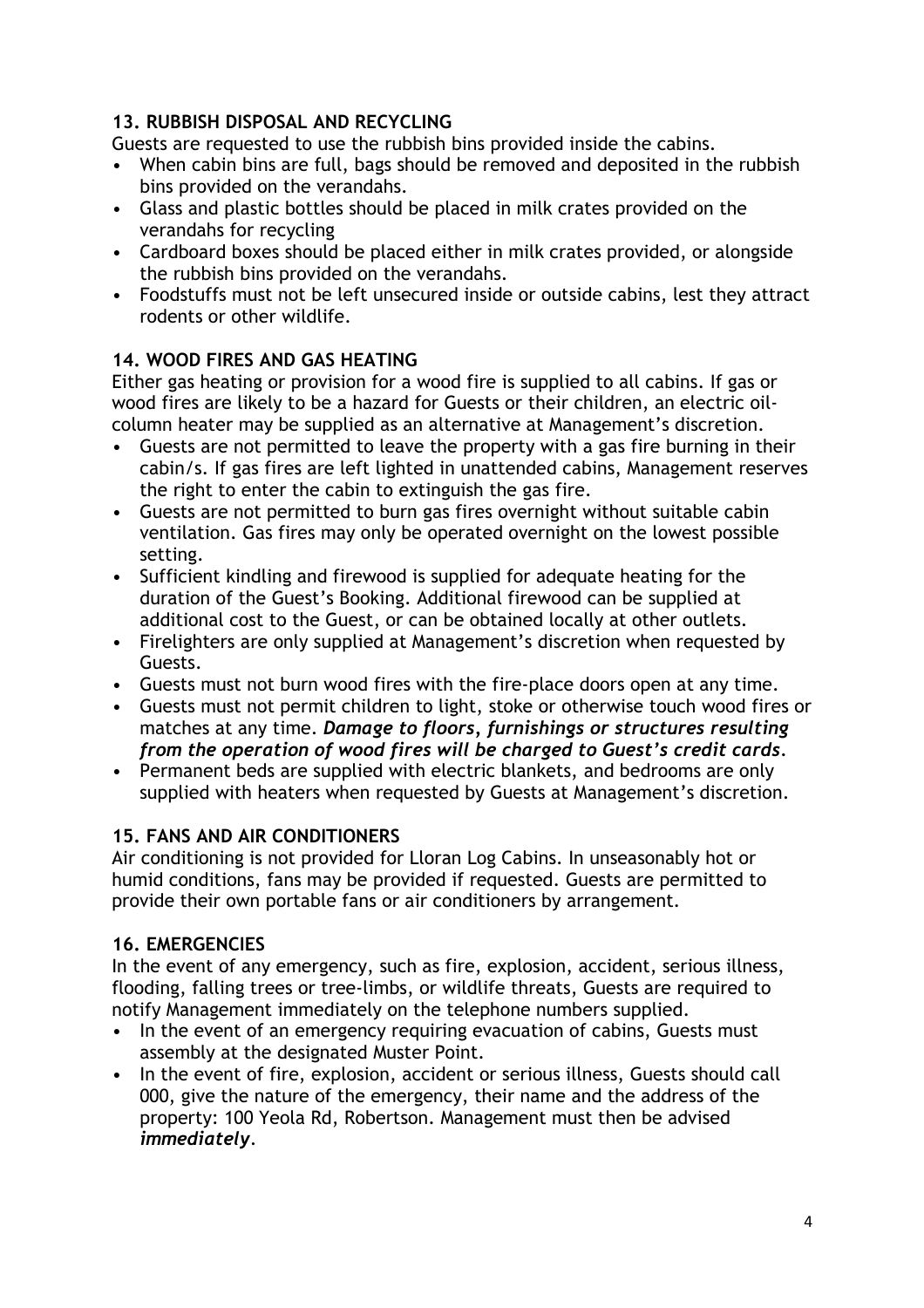### 13. RUBBISH DISPOSAL AND RECYCLING

Guests are requested to use the rubbish bins provided inside the cabins.

- When cabin bins are full, bags should be removed and deposited in the rubbish bins provided on the verandahs.
- Glass and plastic bottles should be placed in milk crates provided on the verandahs for recycling
- Cardboard boxes should be placed either in milk crates provided, or alongside the rubbish bins provided on the verandahs.
- Foodstuffs must not be left unsecured inside or outside cabins, lest they attract rodents or other wildlife.

### 14. WOOD FIRES AND GAS HEATING

Either gas heating or provision for a wood fire is supplied to all cabins. If gas or wood fires are likely to be a hazard for Guests or their children, an electric oil-column heater may be supplied as an alternative at Management's discretion.

- Guests are not permitted to leave the property with a gas fire burning in their cabin/s. If gas fires are left lighted in unattended cabins, Management reserves the right to enter the cabin to extinguish the gas fire.
- Guests are not permitted to burn gas fires overnight without suitable cabin ventilation. Gas fires may only be operated overnight on the lowest possible setting.
- Sufficient kindling and firewood is supplied for adequate heating for the duration of the Guest's Booking. Additional firewood can be supplied at additional cost to the Guest, or can be obtained locally at other outlets.
- Firelighters are only supplied at Management's discretion when requested by Guests.
- Guests must not burn wood fires with the fire-place doors open at any time.
- Guests must not permit children to light, stoke or otherwise touch wood fires or matches at any time. ***Damage to floors, furnishings or structures resulting from the operation of wood fires will be charged to Guest's credit cards.***
- Permanent beds are supplied with electric blankets, and bedrooms are only supplied with heaters when requested by Guests at Management's discretion.

### 15. FANS AND AIR CONDITIONERS

Air conditioning is not provided for Lloran Log Cabins. In unseasonably hot or humid conditions, fans may be provided if requested. Guests are permitted to provide their own portable fans or air conditioners by arrangement.

### 16. EMERGENCIES

In the event of any emergency, such as fire, explosion, accident, serious illness, flooding, falling trees or tree-limbs, or wildlife threats, Guests are required to notify Management immediately on the telephone numbers supplied.

- In the event of an emergency requiring evacuation of cabins, Guests must assembly at the designated Muster Point.
- In the event of fire, explosion, accident or serious illness, Guests should call 000, give the nature of the emergency, their name and the address of the property: 100 Yeola Rd, Robertson. Management must then be advised ***immediately***.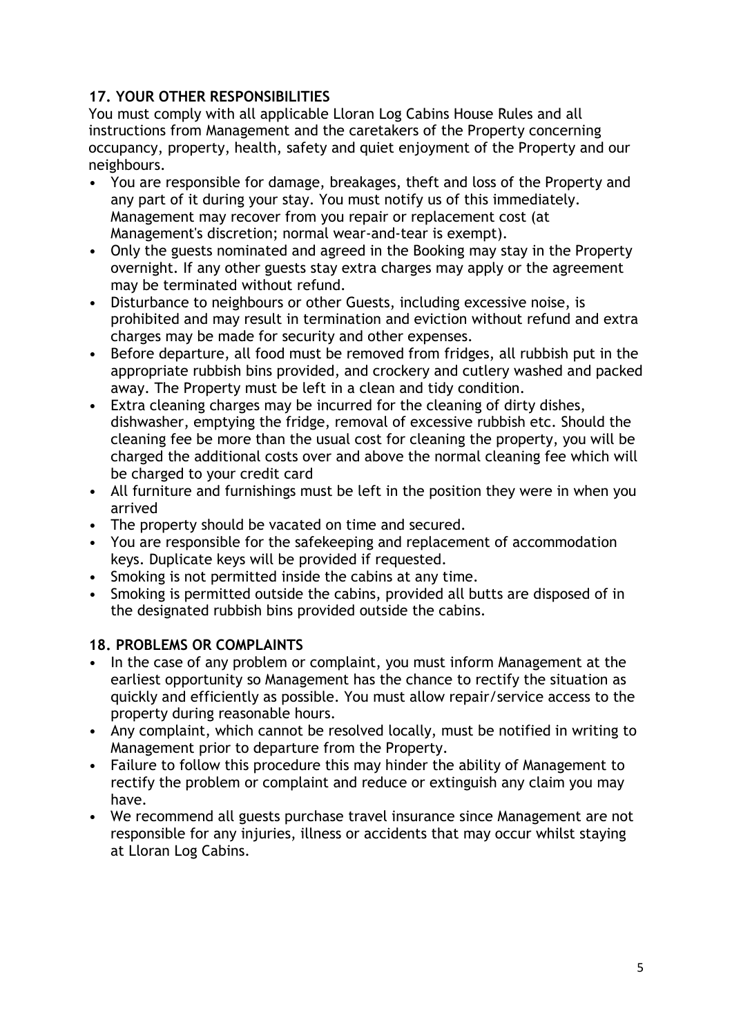## 17. YOUR OTHER RESPONSIBILITIES

You must comply with all applicable Lloran Log Cabins House Rules and all instructions from Management and the caretakers of the Property concerning occupancy, property, health, safety and quiet enjoyment of the Property and our neighbours.

- You are responsible for damage, breakages, theft and loss of the Property and any part of it during your stay. You must notify us of this immediately. Management may recover from you repair or replacement cost (at Management's discretion; normal wear-and-tear is exempt).
- Only the guests nominated and agreed in the Booking may stay in the Property overnight. If any other guests stay extra charges may apply or the agreement may be terminated without refund.
- Disturbance to neighbours or other Guests, including excessive noise, is prohibited and may result in termination and eviction without refund and extra charges may be made for security and other expenses.
- Before departure, all food must be removed from fridges, all rubbish put in the appropriate rubbish bins provided, and crockery and cutlery washed and packed away. The Property must be left in a clean and tidy condition.
- Extra cleaning charges may be incurred for the cleaning of dirty dishes, dishwasher, emptying the fridge, removal of excessive rubbish etc. Should the cleaning fee be more than the usual cost for cleaning the property, you will be charged the additional costs over and above the normal cleaning fee which will be charged to your credit card
- All furniture and furnishings must be left in the position they were in when you arrived
- The property should be vacated on time and secured.
- You are responsible for the safekeeping and replacement of accommodation keys. Duplicate keys will be provided if requested.
- Smoking is not permitted inside the cabins at any time.
- Smoking is permitted outside the cabins, provided all butts are disposed of in the designated rubbish bins provided outside the cabins.

## 18. PROBLEMS OR COMPLAINTS

- In the case of any problem or complaint, you must inform Management at the earliest opportunity so Management has the chance to rectify the situation as quickly and efficiently as possible. You must allow repair/service access to the property during reasonable hours.
- Any complaint, which cannot be resolved locally, must be notified in writing to Management prior to departure from the Property.
- Failure to follow this procedure this may hinder the ability of Management to rectify the problem or complaint and reduce or extinguish any claim you may have.
- We recommend all guests purchase travel insurance since Management are not responsible for any injuries, illness or accidents that may occur whilst staying at Lloran Log Cabins.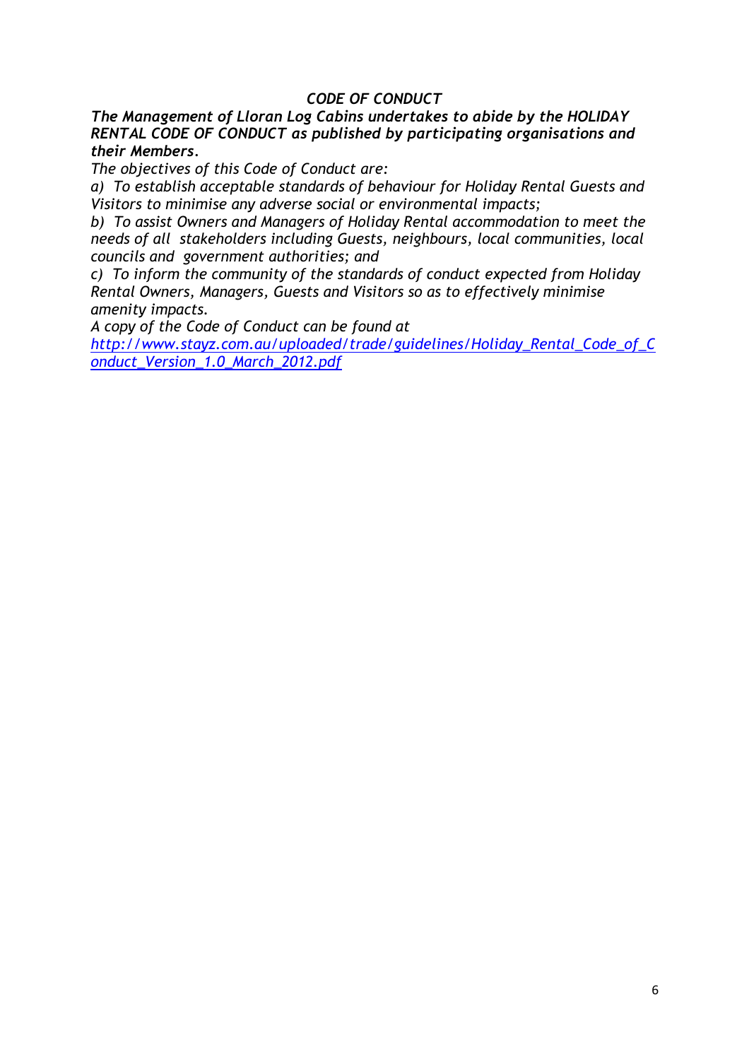## *CODE OF CONDUCT*

***The Management of Lloran Log Cabins undertakes to abide by the HOLIDAY RENTAL CODE OF CONDUCT as published by participating organisations and their Members.***

*The objectives of this Code of Conduct are:*

*a) To establish acceptable standards of behaviour for Holiday Rental Guests and Visitors to minimise any adverse social or environmental impacts;*

*b) To assist Owners and Managers of Holiday Rental accommodation to meet the needs of all stakeholders including Guests, neighbours, local communities, local councils and government authorities; and*

*c) To inform the community of the standards of conduct expected from Holiday Rental Owners, Managers, Guests and Visitors so as to effectively minimise amenity impacts.*

*A copy of the Code of Conduct can be found at [http://www.stayz.com.au/uploaded/trade/guidelines/Holiday_Rental_Code_of_Conduct_Version_1.0_March_2012.pdf](http://www.stayz.com.au/uploaded/trade/guidelines/Holiday_Rental_Code_of_Conduct_Version_1.0_March_2012.pdf)*